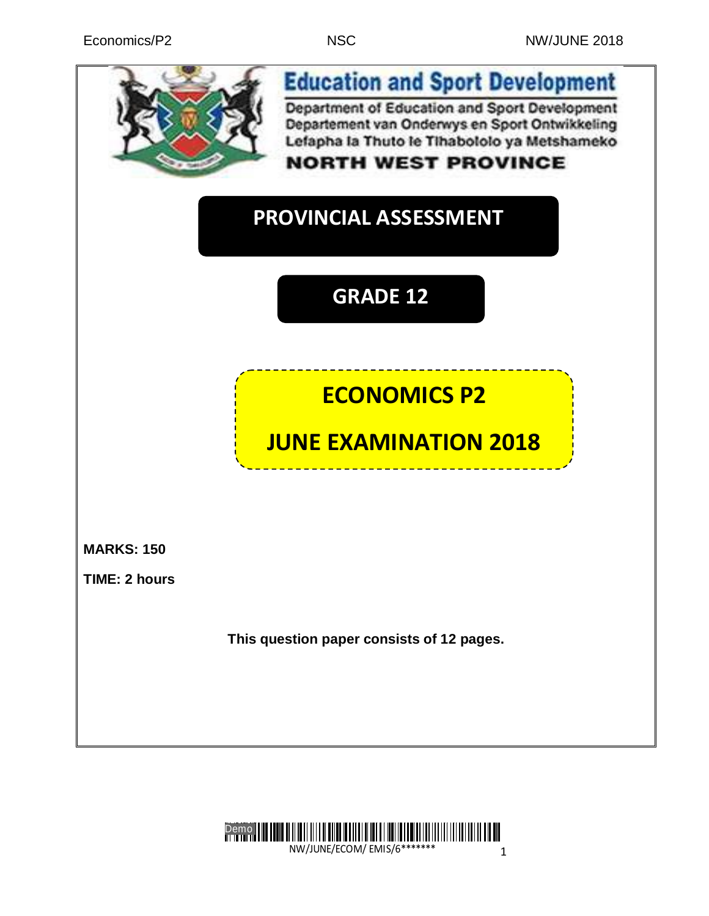**Education and Sport Development**

Department of Education and Sport Development
Departement van Onderwys en Sport Ontwikkeling
Lefapha la Thuto le Tlhabololo ya Metshameko

**NORTH WEST PROVINCE**

# PROVINCIAL ASSESSMENT

## GRADE 12

# ECONOMICS P2

# JUNE EXAMINATION 2018

**MARKS: 150**

**TIME: 2 hours**

**This question paper consists of 12 pages.**

NW/JUNE/ECOM/ EMIS/6*******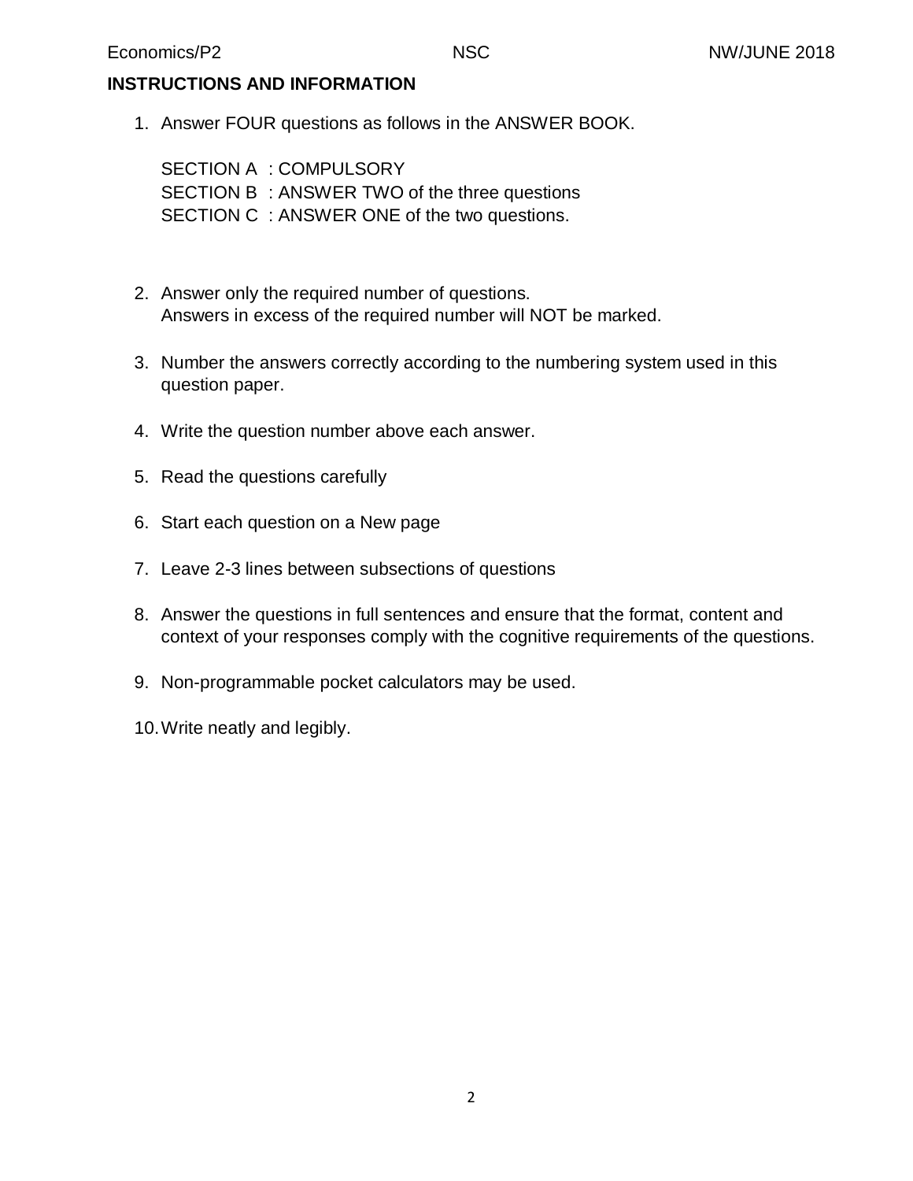## INSTRUCTIONS AND INFORMATION

1. Answer FOUR questions as follows in the ANSWER BOOK.

   SECTION A : COMPULSORY
   SECTION B : ANSWER TWO of the three questions
   SECTION C : ANSWER ONE of the two questions.

2. Answer only the required number of questions.
   Answers in excess of the required number will NOT be marked.

3. Number the answers correctly according to the numbering system used in this question paper.

4. Write the question number above each answer.

5. Read the questions carefully

6. Start each question on a New page

7. Leave 2-3 lines between subsections of questions

8. Answer the questions in full sentences and ensure that the format, content and context of your responses comply with the cognitive requirements of the questions.

9. Non-programmable pocket calculators may be used.

10. Write neatly and legibly.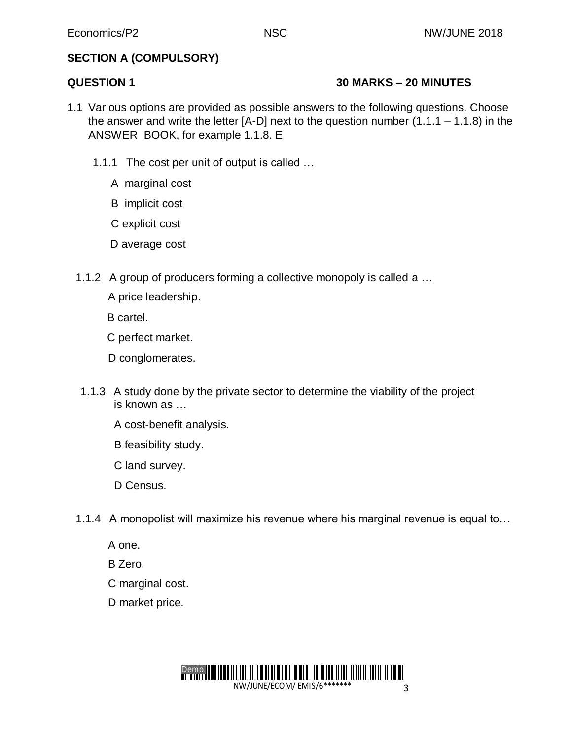## SECTION A (COMPULSORY)

**QUESTION 1** **30 MARKS – 20 MINUTES**

1.1 Various options are provided as possible answers to the following questions. Choose the answer and write the letter [A-D] next to the question number (1.1.1 – 1.1.8) in the ANSWER BOOK, for example 1.1.8. E

1.1.1 The cost per unit of output is called …

A marginal cost

B implicit cost

C explicit cost

D average cost

1.1.2 A group of producers forming a collective monopoly is called a …

A price leadership.

B cartel.

C perfect market.

D conglomerates.

1.1.3 A study done by the private sector to determine the viability of the project is known as …

A cost-benefit analysis.

B feasibility study.

C land survey.

D Census.

1.1.4 A monopolist will maximize his revenue where his marginal revenue is equal to…

A one.

B Zero.

C marginal cost.

D market price.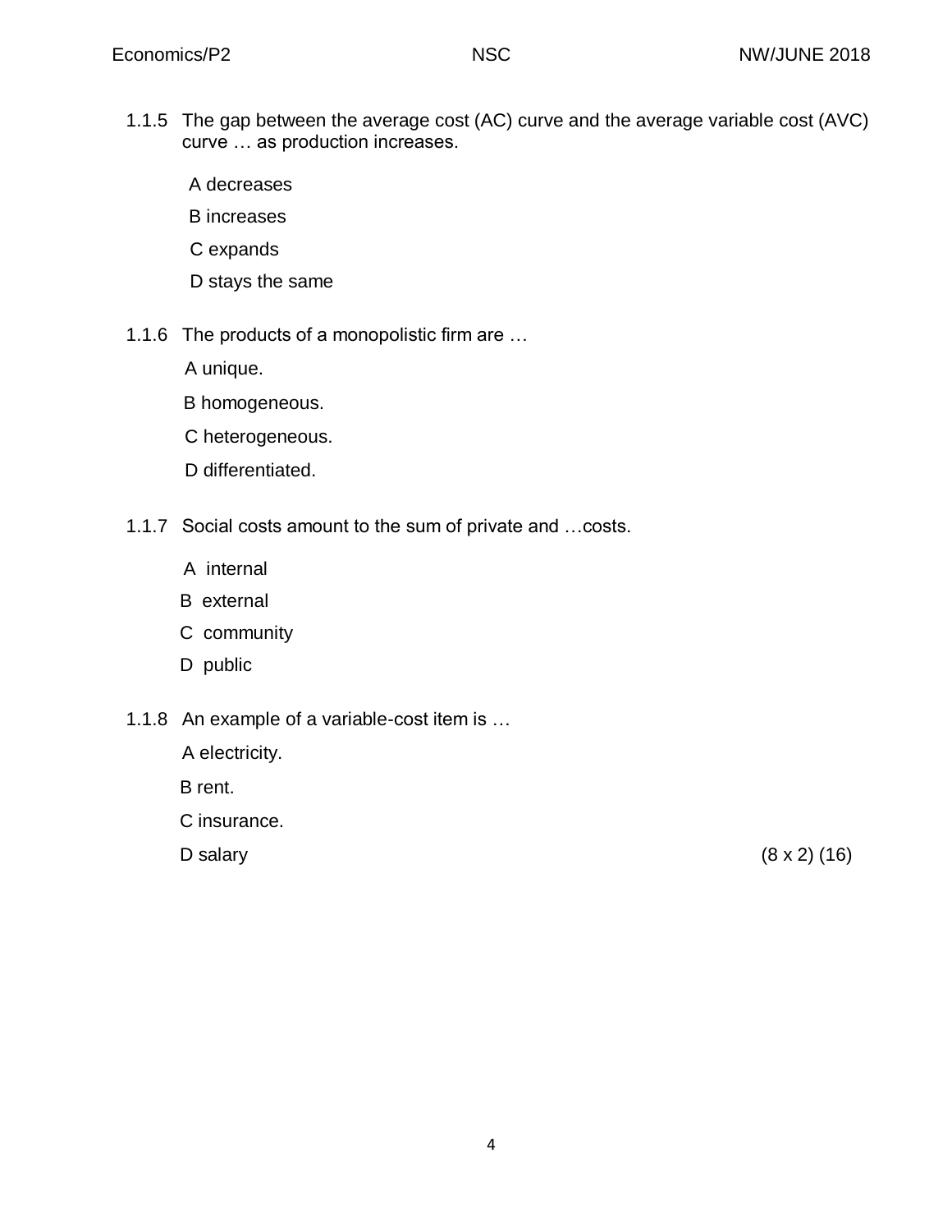1.1.5 The gap between the average cost (AC) curve and the average variable cost (AVC) curve … as production increases.

A decreases

B increases

C expands

D stays the same

1.1.6 The products of a monopolistic firm are …

A unique.

B homogeneous.

C heterogeneous.

D differentiated.

1.1.7 Social costs amount to the sum of private and …costs.

A internal

B external

C community

D public

1.1.8 An example of a variable-cost item is …

A electricity.

B rent.

C insurance.

D salary (8 x 2) (16)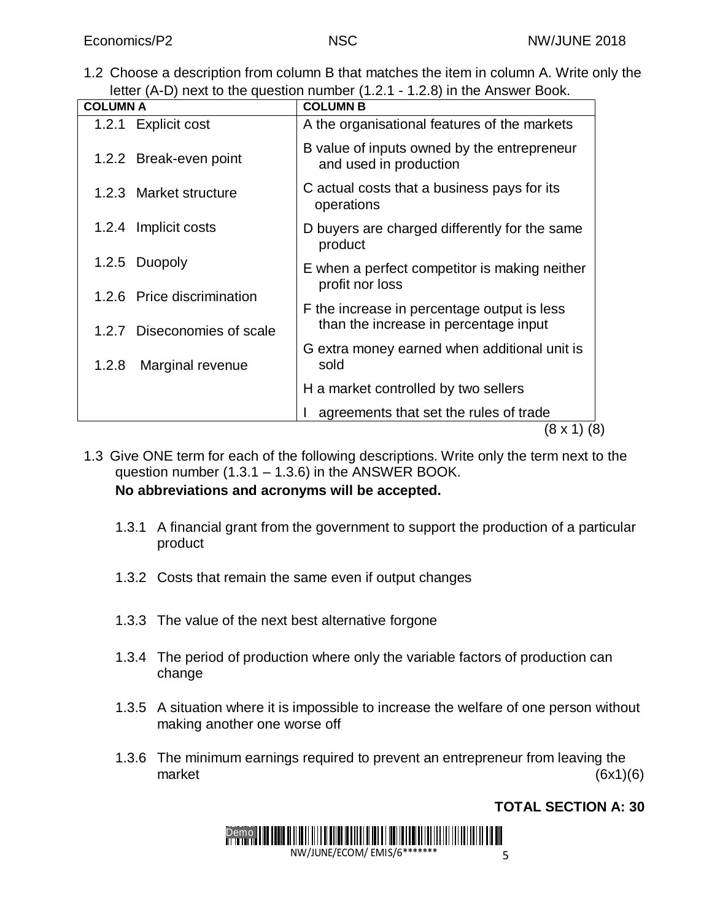1.2 Choose a description from column B that matches the item in column A. Write only the letter (A-D) next to the question number (1.2.1 - 1.2.8) in the Answer Book.

| COLUMN A | COLUMN B |
|---|---|
| 1.2.1 Explicit cost | A the organisational features of the markets |
| 1.2.2 Break-even point | B value of inputs owned by the entrepreneur and used in production |
| 1.2.3 Market structure | C actual costs that a business pays for its operations |
| 1.2.4 Implicit costs | D buyers are charged differently for the same product |
| 1.2.5 Duopoly | E when a perfect competitor is making neither profit nor loss |
| 1.2.6 Price discrimination | F the increase in percentage output is less than the increase in percentage input |
| 1.2.7 Diseconomies of scale | G extra money earned when additional unit is sold |
| 1.2.8 Marginal revenue | H a market controlled by two sellers |
| | I agreements that set the rules of trade |

(8 x 1) (8)

1.3 Give ONE term for each of the following descriptions. Write only the term next to the question number (1.3.1 – 1.3.6) in the ANSWER BOOK.
**No abbreviations and acronyms will be accepted.**

1.3.1 A financial grant from the government to support the production of a particular product

1.3.2 Costs that remain the same even if output changes

1.3.3 The value of the next best alternative forgone

1.3.4 The period of production where only the variable factors of production can change

1.3.5 A situation where it is impossible to increase the welfare of one person without making another one worse off

1.3.6 The minimum earnings required to prevent an entrepreneur from leaving the market (6x1)(6)

**TOTAL SECTION A: 30**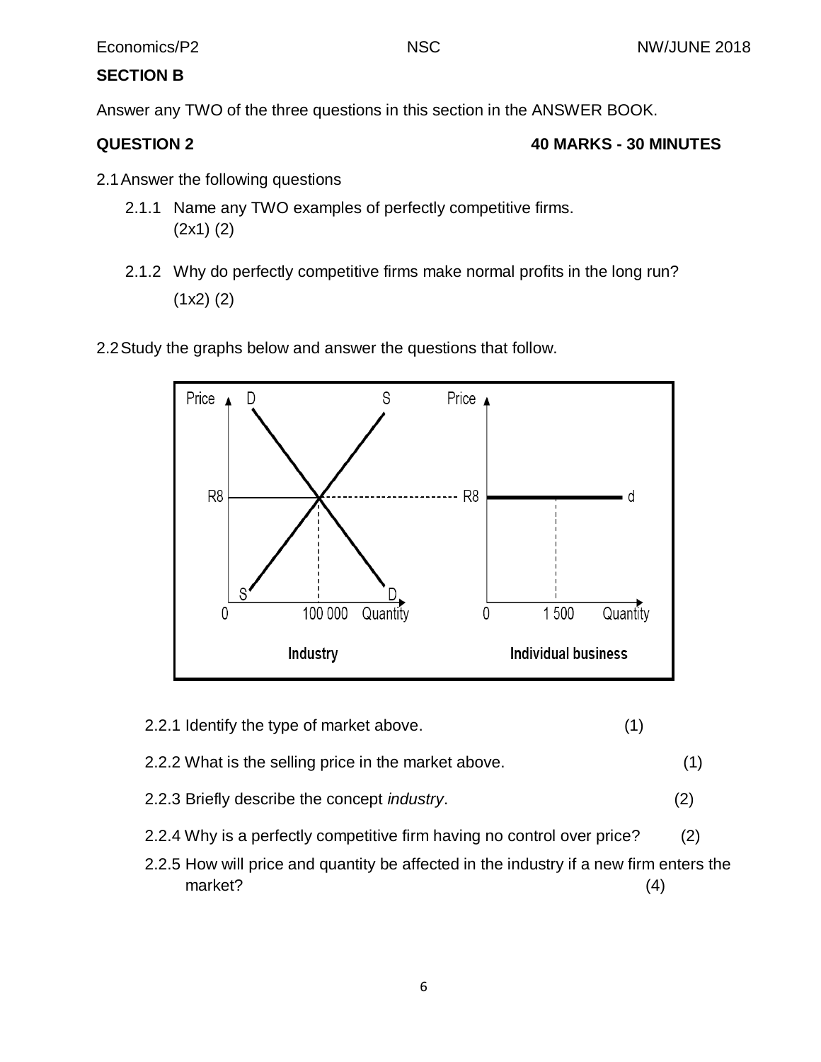## SECTION B

Answer any TWO of the three questions in this section in the ANSWER BOOK.

### QUESTION 2 — 40 MARKS - 30 MINUTES

2.1 Answer the following questions

2.1.1 Name any TWO examples of perfectly competitive firms. (2x1) (2)

2.1.2 Why do perfectly competitive firms make normal profits in the long run? (1x2) (2)

2.2 Study the graphs below and answer the questions that follow.

2.2.1 Identify the type of market above. (1)

2.2.2 What is the selling price in the market above. (1)

2.2.3 Briefly describe the concept *industry*. (2)

2.2.4 Why is a perfectly competitive firm having no control over price? (2)

2.2.5 How will price and quantity be affected in the industry if a new firm enters the market? (4)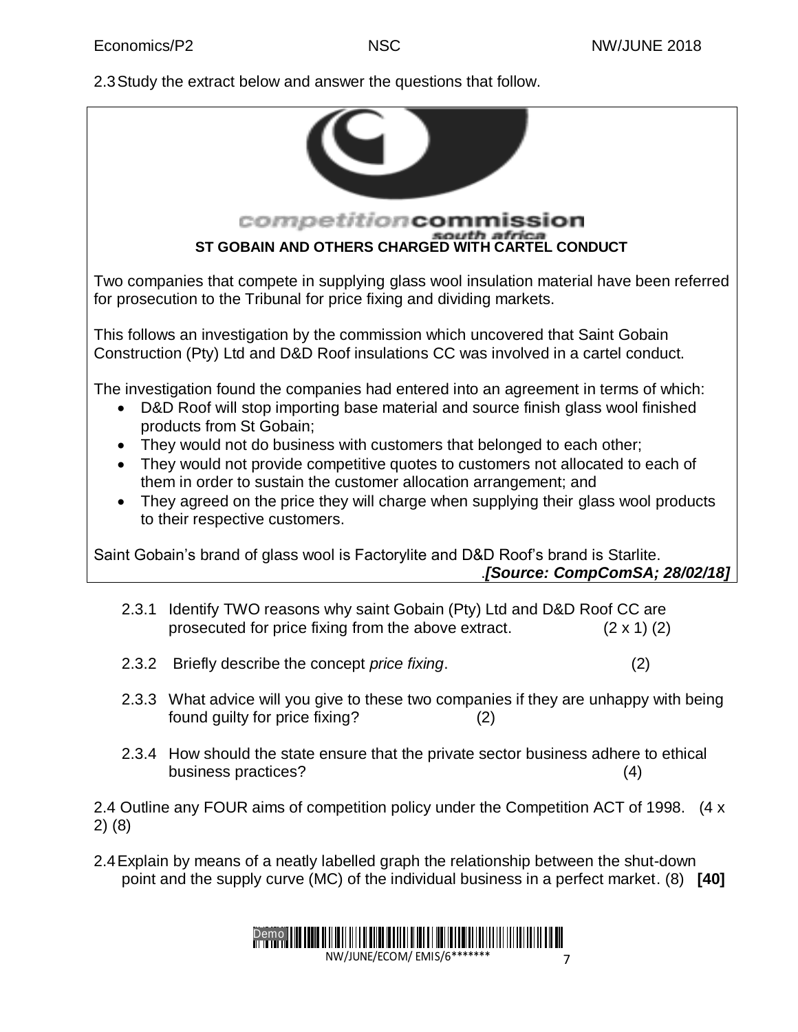2.3 Study the extract below and answer the questions that follow.

competitioncommission
south africa

**ST GOBAIN AND OTHERS CHARGED WITH CARTEL CONDUCT**

Two companies that compete in supplying glass wool insulation material have been referred for prosecution to the Tribunal for price fixing and dividing markets.

This follows an investigation by the commission which uncovered that Saint Gobain Construction (Pty) Ltd and D&D Roof insulations CC was involved in a cartel conduct.

The investigation found the companies had entered into an agreement in terms of which:

- D&D Roof will stop importing base material and source finish glass wool finished products from St Gobain;
- They would not do business with customers that belonged to each other;
- They would not provide competitive quotes to customers not allocated to each of them in order to sustain the customer allocation arrangement; and
- They agreed on the price they will charge when supplying their glass wool products to their respective customers.

Saint Gobain's brand of glass wool is Factorylite and D&D Roof's brand is Starlite.

.*[Source: CompComSA; 28/02/18]*

2.3.1 Identify TWO reasons why saint Gobain (Pty) Ltd and D&D Roof CC are prosecuted for price fixing from the above extract. (2 x 1) (2)

2.3.2 Briefly describe the concept *price fixing*. (2)

2.3.3 What advice will you give to these two companies if they are unhappy with being found guilty for price fixing? (2)

2.3.4 How should the state ensure that the private sector business adhere to ethical business practices? (4)

2.4 Outline any FOUR aims of competition policy under the Competition ACT of 1998. (4 x 2) (8)

2.4 Explain by means of a neatly labelled graph the relationship between the shut-down point and the supply curve (MC) of the individual business in a perfect market. (8) **[40]**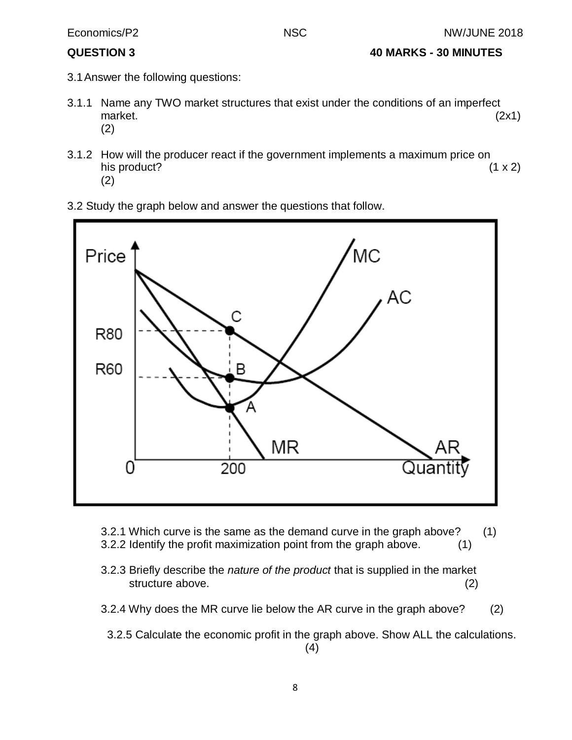**QUESTION 3** **40 MARKS - 30 MINUTES**

3.1 Answer the following questions:

3.1.1 Name any TWO market structures that exist under the conditions of an imperfect market. (2x1) (2)

3.1.2 How will the producer react if the government implements a maximum price on his product? (1 x 2) (2)

3.2 Study the graph below and answer the questions that follow.

3.2.1 Which curve is the same as the demand curve in the graph above? (1)

3.2.2 Identify the profit maximization point from the graph above. (1)

3.2.3 Briefly describe the *nature of the product* that is supplied in the market structure above. (2)

3.2.4 Why does the MR curve lie below the AR curve in the graph above? (2)

3.2.5 Calculate the economic profit in the graph above. Show ALL the calculations. (4)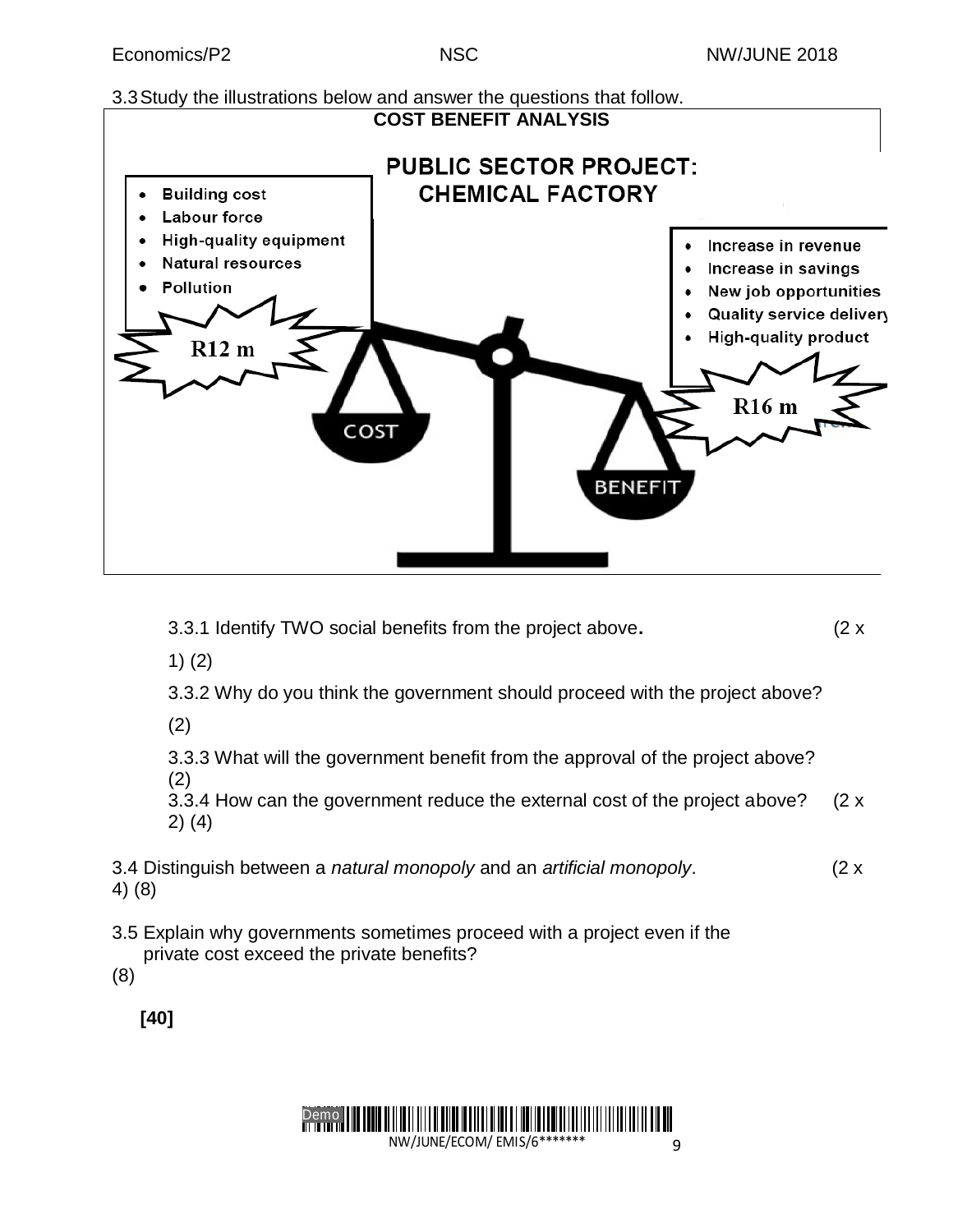3.3 Study the illustrations below and answer the questions that follow.

**COST BENEFIT ANALYSIS**

**PUBLIC SECTOR PROJECT: CHEMICAL FACTORY**

- Building cost
- Labour force
- High-quality equipment
- Natural resources
- Pollution

R12 m

COST

- Increase in revenue
- Increase in savings
- New job opportunities
- Quality service delivery
- High-quality product

R16 m

BENEFIT

3.3.1 Identify TWO social benefits from the project above. (2 x 1) (2)

3.3.2 Why do you think the government should proceed with the project above? (2)

3.3.3 What will the government benefit from the approval of the project above? (2)

3.3.4 How can the government reduce the external cost of the project above? (2 x 2) (4)

3.4 Distinguish between a *natural monopoly* and an *artificial monopoly*. (2 x 4) (8)

3.5 Explain why governments sometimes proceed with a project even if the private cost exceed the private benefits? (8)

**[40]**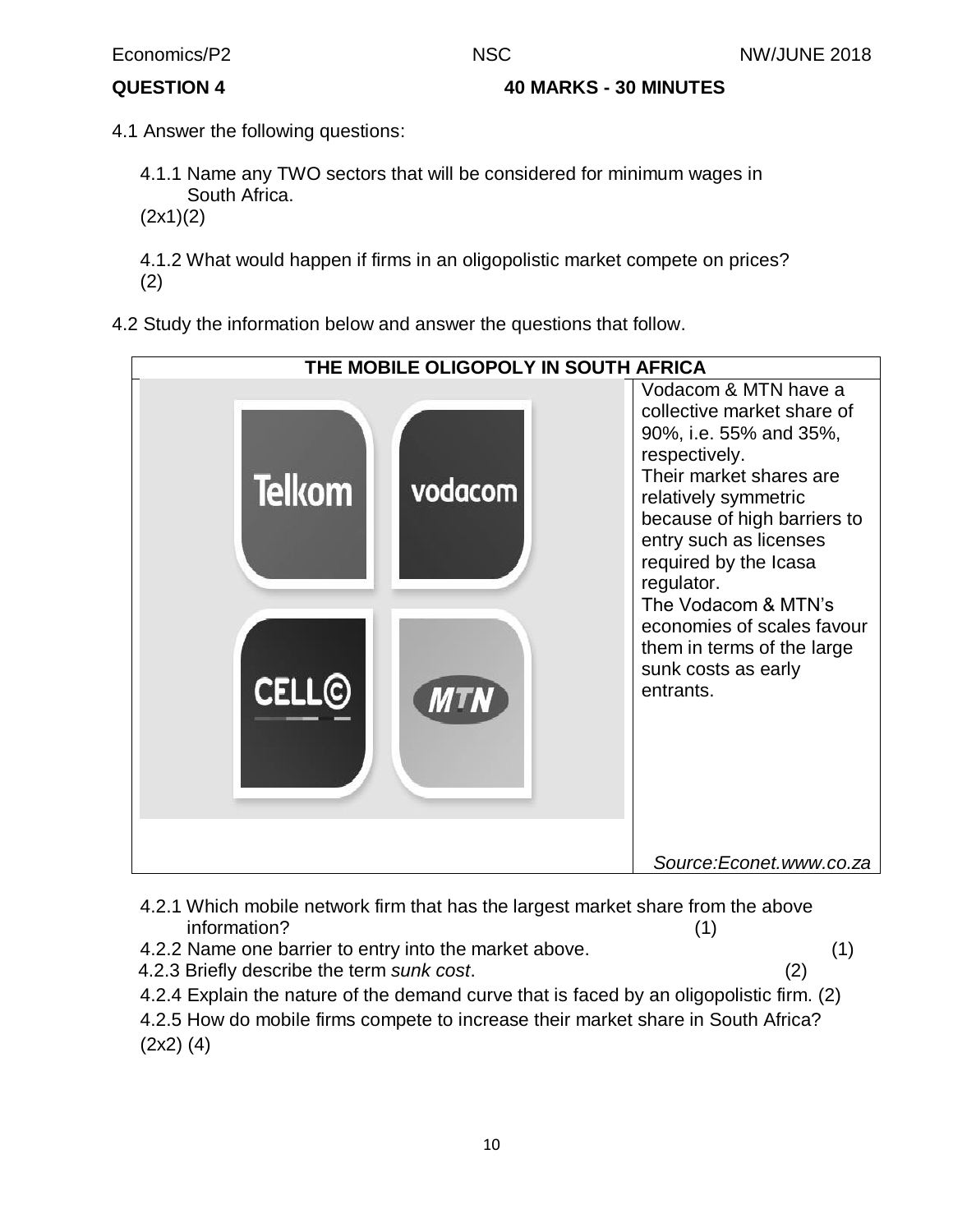**QUESTION 4** **40 MARKS - 30 MINUTES**

4.1 Answer the following questions:

4.1.1 Name any TWO sectors that will be considered for minimum wages in South Africa. (2x1)(2)

4.1.2 What would happen if firms in an oligopolistic market compete on prices? (2)

4.2 Study the information below and answer the questions that follow.

| THE MOBILE OLIGOPOLY IN SOUTH AFRICA | |
|---|---|
| Telkom, vodacom, CELL C, MTN | Vodacom & MTN have a collective market share of 90%, i.e. 55% and 35%, respectively. Their market shares are relatively symmetric because of high barriers to entry such as licenses required by the Icasa regulator. The Vodacom & MTN's economies of scales favour them in terms of the large sunk costs as early entrants. |
| | *Source:Econet.www.co.za* |

4.2.1 Which mobile network firm that has the largest market share from the above information? (1)

4.2.2 Name one barrier to entry into the market above. (1)

4.2.3 Briefly describe the term *sunk cost*. (2)

4.2.4 Explain the nature of the demand curve that is faced by an oligopolistic firm. (2)

4.2.5 How do mobile firms compete to increase their market share in South Africa? (2x2) (4)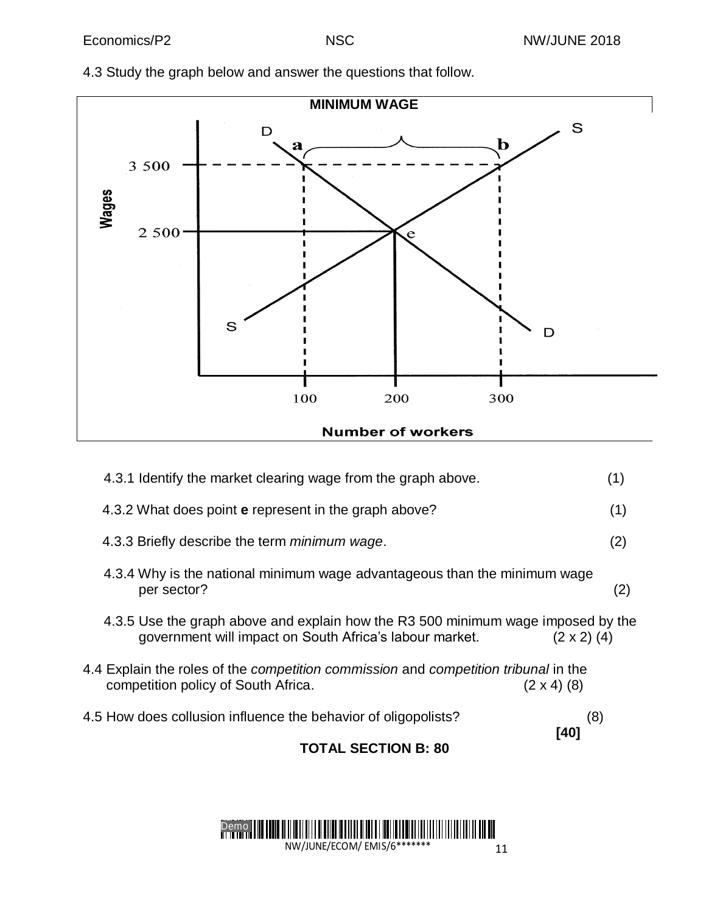4.3 Study the graph below and answer the questions that follow.

**MINIMUM WAGE**

4.3.1 Identify the market clearing wage from the graph above. (1)

4.3.2 What does point **e** represent in the graph above? (1)

4.3.3 Briefly describe the term *minimum wage*. (2)

4.3.4 Why is the national minimum wage advantageous than the minimum wage per sector? (2)

4.3.5 Use the graph above and explain how the R3 500 minimum wage imposed by the government will impact on South Africa's labour market. (2 x 2) (4)

4.4 Explain the roles of the *competition commission* and *competition tribunal* in the competition policy of South Africa. (2 x 4) (8)

4.5 How does collusion influence the behavior of oligopolists? (8)

**[40]**

**TOTAL SECTION B: 80**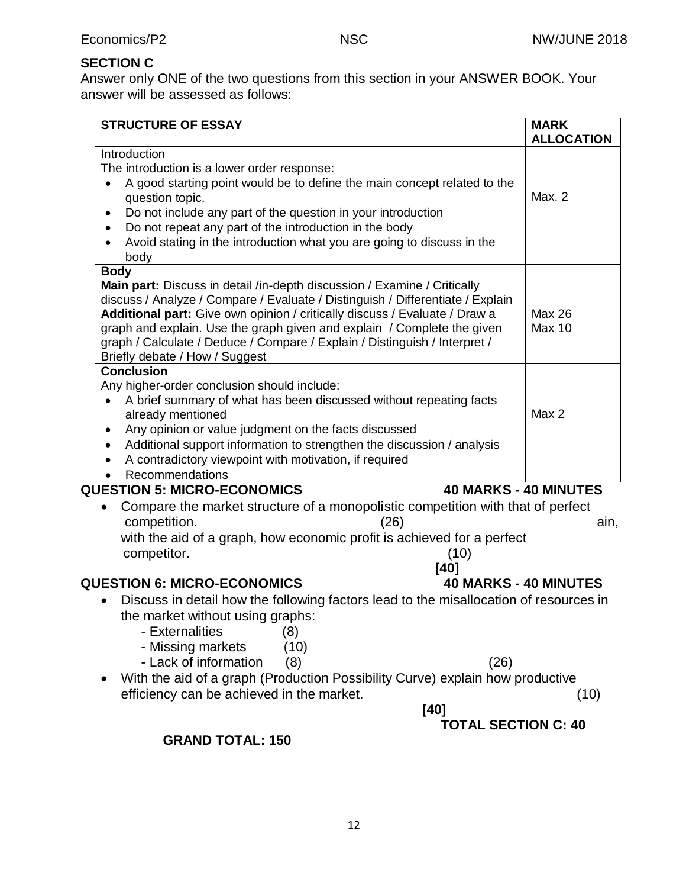## SECTION C

Answer only ONE of the two questions from this section in your ANSWER BOOK. Your answer will be assessed as follows:

| STRUCTURE OF ESSAY | MARK ALLOCATION |
|---|---|
| Introduction<br>The introduction is a lower order response:<br>• A good starting point would be to define the main concept related to the question topic.<br>• Do not include any part of the question in your introduction<br>• Do not repeat any part of the introduction in the body<br>• Avoid stating in the introduction what you are going to discuss in the body | Max. 2 |
| **Body**<br>**Main part:** Discuss in detail /in-depth discussion / Examine / Critically discuss / Analyze / Compare / Evaluate / Distinguish / Differentiate / Explain<br>**Additional part:** Give own opinion / critically discuss / Evaluate / Draw a graph and explain. Use the graph given and explain / Complete the given graph / Calculate / Deduce / Compare / Explain / Distinguish / Interpret / Briefly debate / How / Suggest | Max 26<br>Max 10 |
| **Conclusion**<br>Any higher-order conclusion should include:<br>• A brief summary of what has been discussed without repeating facts already mentioned<br>• Any opinion or value judgment on the facts discussed<br>• Additional support information to strengthen the discussion / analysis<br>• A contradictory viewpoint with motivation, if required<br>• Recommendations | Max 2 |

### QUESTION 5: MICRO-ECONOMICS — 40 MARKS - 40 MINUTES

- Compare the market structure of a monopolistic competition with that of perfect competition. (26)
- ain, with the aid of a graph, how economic profit is achieved for a perfect competitor. (10)

**[40]**

### QUESTION 6: MICRO-ECONOMICS — 40 MARKS - 40 MINUTES

- Discuss in detail how the following factors lead to the misallocation of resources in the market without using graphs:
  - Externalities (8)
  - Missing markets (10)
  - Lack of information (8) (26)
- With the aid of a graph (Production Possibility Curve) explain how productive efficiency can be achieved in the market. (10)

**[40]**

**TOTAL SECTION C: 40**

**GRAND TOTAL: 150**